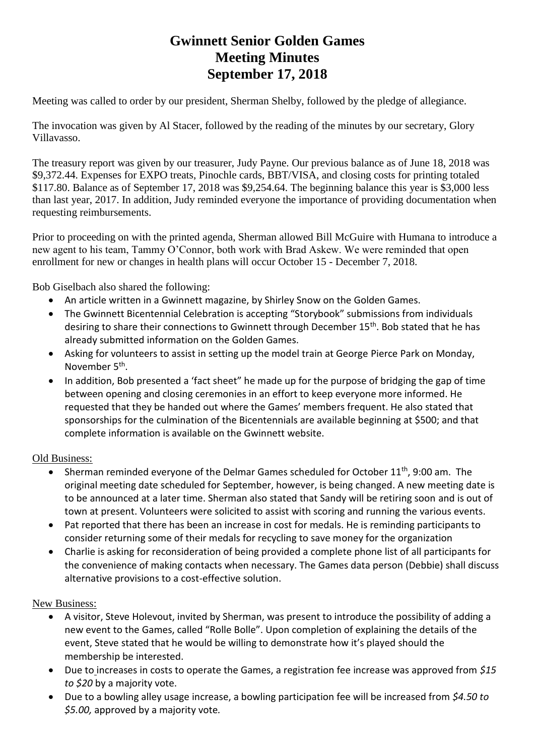# Gwinnett Senior Golden Games
# Meeting Minutes
# September 17, 2018

Meeting was called to order by our president, Sherman Shelby, followed by the pledge of allegiance.

The invocation was given by Al Stacer, followed by the reading of the minutes by our secretary, Glory Villavasso.

The treasury report was given by our treasurer, Judy Payne. Our previous balance as of June 18, 2018 was $9,372.44. Expenses for EXPO treats, Pinochle cards, BBT/VISA, and closing costs for printing totaled $117.80. Balance as of September 17, 2018 was $9,254.64. The beginning balance this year is $3,000 less than last year, 2017. In addition, Judy reminded everyone the importance of providing documentation when requesting reimbursements.

Prior to proceeding on with the printed agenda, Sherman allowed Bill McGuire with Humana to introduce a new agent to his team, Tammy O'Connor, both work with Brad Askew. We were reminded that open enrollment for new or changes in health plans will occur October 15 - December 7, 2018.

Bob Giselbach also shared the following:

- An article written in a Gwinnett magazine, by Shirley Snow on the Golden Games.
- The Gwinnett Bicentennial Celebration is accepting "Storybook" submissions from individuals desiring to share their connections to Gwinnett through December 15th. Bob stated that he has already submitted information on the Golden Games.
- Asking for volunteers to assist in setting up the model train at George Pierce Park on Monday, November 5th.
- In addition, Bob presented a 'fact sheet" he made up for the purpose of bridging the gap of time between opening and closing ceremonies in an effort to keep everyone more informed. He requested that they be handed out where the Games' members frequent. He also stated that sponsorships for the culmination of the Bicentennials are available beginning at $500; and that complete information is available on the Gwinnett website.

Old Business:

- Sherman reminded everyone of the Delmar Games scheduled for October 11th, 9:00 am. The original meeting date scheduled for September, however, is being changed. A new meeting date is to be announced at a later time. Sherman also stated that Sandy will be retiring soon and is out of town at present. Volunteers were solicited to assist with scoring and running the various events.
- Pat reported that there has been an increase in cost for medals. He is reminding participants to consider returning some of their medals for recycling to save money for the organization
- Charlie is asking for reconsideration of being provided a complete phone list of all participants for the convenience of making contacts when necessary. The Games data person (Debbie) shall discuss alternative provisions to a cost-effective solution.

New Business:

- A visitor, Steve Holevout, invited by Sherman, was present to introduce the possibility of adding a new event to the Games, called "Rolle Bolle". Upon completion of explaining the details of the event, Steve stated that he would be willing to demonstrate how it's played should the membership be interested.
- Due to increases in costs to operate the Games, a registration fee increase was approved from *$15 to $20* by a majority vote.
- Due to a bowling alley usage increase, a bowling participation fee will be increased from *$4.50 to $5.00,* approved by a majority vote.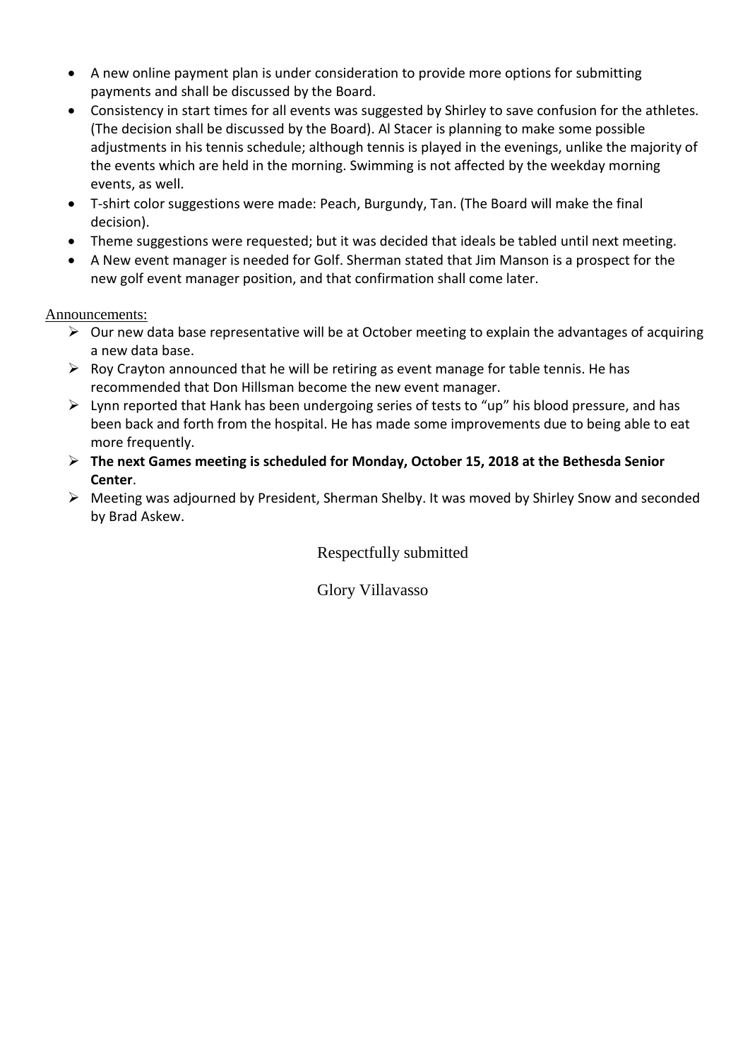- A new online payment plan is under consideration to provide more options for submitting payments and shall be discussed by the Board.
- Consistency in start times for all events was suggested by Shirley to save confusion for the athletes. (The decision shall be discussed by the Board). Al Stacer is planning to make some possible adjustments in his tennis schedule; although tennis is played in the evenings, unlike the majority of the events which are held in the morning. Swimming is not affected by the weekday morning events, as well.
- T-shirt color suggestions were made: Peach, Burgundy, Tan. (The Board will make the final decision).
- Theme suggestions were requested; but it was decided that ideals be tabled until next meeting.
- A New event manager is needed for Golf. Sherman stated that Jim Manson is a prospect for the new golf event manager position, and that confirmation shall come later.

<u>Announcements:</u>

- Our new data base representative will be at October meeting to explain the advantages of acquiring a new data base.
- Roy Crayton announced that he will be retiring as event manage for table tennis. He has recommended that Don Hillsman become the new event manager.
- Lynn reported that Hank has been undergoing series of tests to "up" his blood pressure, and has been back and forth from the hospital. He has made some improvements due to being able to eat more frequently.
- **The next Games meeting is scheduled for Monday, October 15, 2018 at the Bethesda Senior Center**.
- Meeting was adjourned by President, Sherman Shelby. It was moved by Shirley Snow and seconded by Brad Askew.

Respectfully submitted

Glory Villavasso